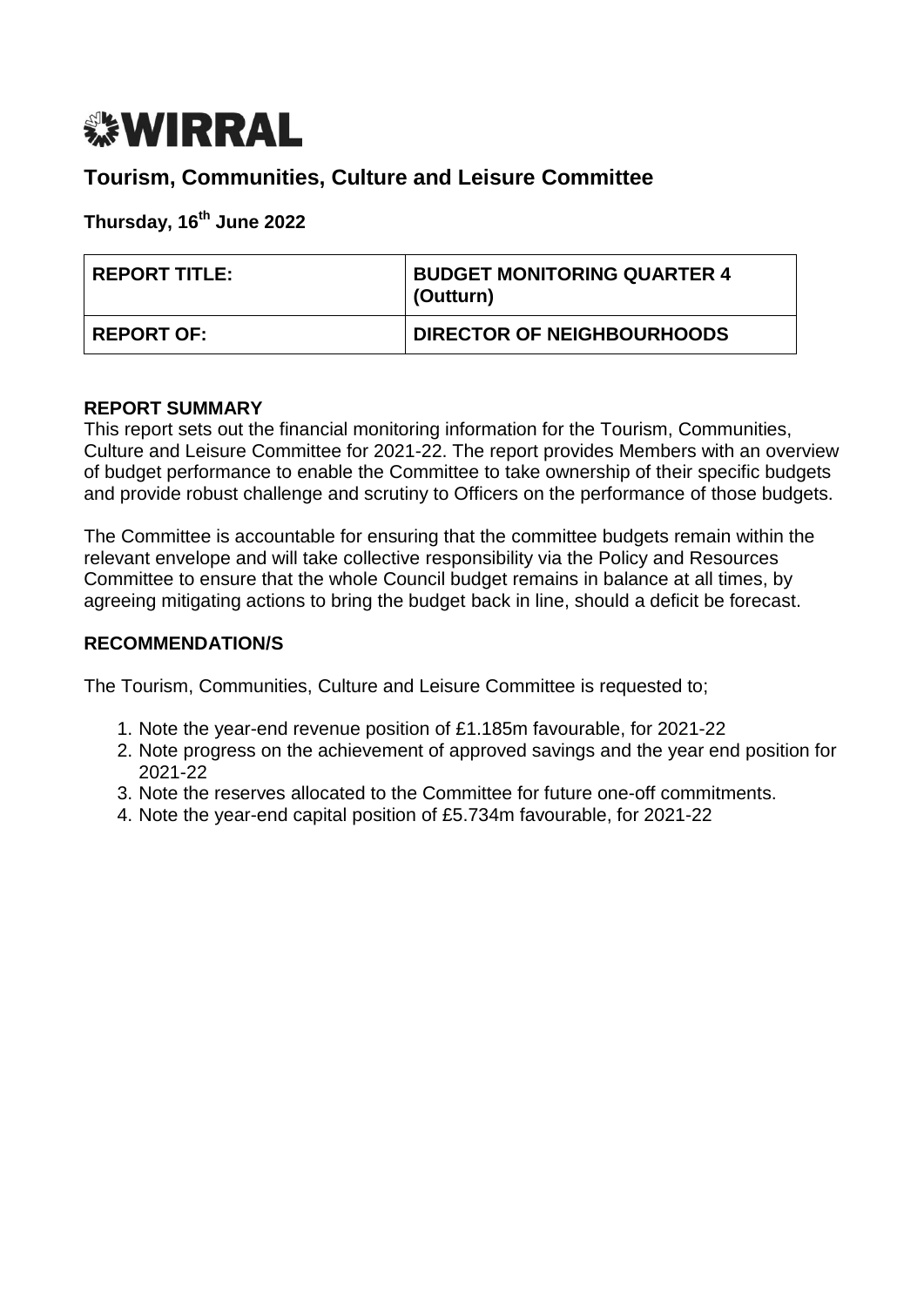**WIRRAL**

# Tourism, Communities, Culture and Leisure Committee

**Thursday, 16th June 2022**

| **REPORT TITLE:** | **BUDGET MONITORING QUARTER 4 (Outturn)** |
|---|---|
| **REPORT OF:** | **DIRECTOR OF NEIGHBOURHOODS** |

## REPORT SUMMARY

This report sets out the financial monitoring information for the Tourism, Communities, Culture and Leisure Committee for 2021-22. The report provides Members with an overview of budget performance to enable the Committee to take ownership of their specific budgets and provide robust challenge and scrutiny to Officers on the performance of those budgets.

The Committee is accountable for ensuring that the committee budgets remain within the relevant envelope and will take collective responsibility via the Policy and Resources Committee to ensure that the whole Council budget remains in balance at all times, by agreeing mitigating actions to bring the budget back in line, should a deficit be forecast.

## RECOMMENDATION/S

The Tourism, Communities, Culture and Leisure Committee is requested to;

1. Note the year-end revenue position of £1.185m favourable, for 2021-22
2. Note progress on the achievement of approved savings and the year end position for 2021-22
3. Note the reserves allocated to the Committee for future one-off commitments.
4. Note the year-end capital position of £5.734m favourable, for 2021-22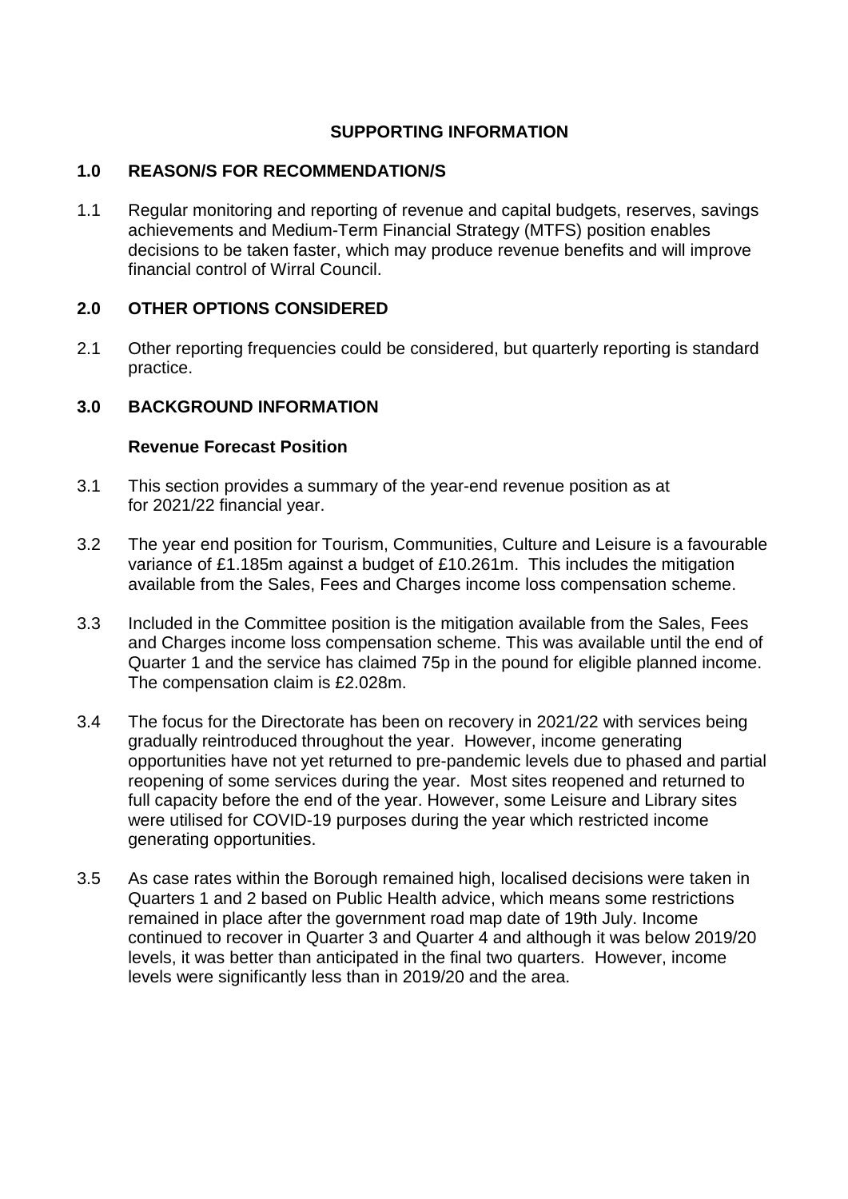## SUPPORTING INFORMATION

### 1.0 REASON/S FOR RECOMMENDATION/S

1.1 Regular monitoring and reporting of revenue and capital budgets, reserves, savings achievements and Medium-Term Financial Strategy (MTFS) position enables decisions to be taken faster, which may produce revenue benefits and will improve financial control of Wirral Council.

### 2.0 OTHER OPTIONS CONSIDERED

2.1 Other reporting frequencies could be considered, but quarterly reporting is standard practice.

### 3.0 BACKGROUND INFORMATION

**Revenue Forecast Position**

3.1 This section provides a summary of the year-end revenue position as at for 2021/22 financial year.

3.2 The year end position for Tourism, Communities, Culture and Leisure is a favourable variance of £1.185m against a budget of £10.261m. This includes the mitigation available from the Sales, Fees and Charges income loss compensation scheme.

3.3 Included in the Committee position is the mitigation available from the Sales, Fees and Charges income loss compensation scheme. This was available until the end of Quarter 1 and the service has claimed 75p in the pound for eligible planned income. The compensation claim is £2.028m.

3.4 The focus for the Directorate has been on recovery in 2021/22 with services being gradually reintroduced throughout the year. However, income generating opportunities have not yet returned to pre-pandemic levels due to phased and partial reopening of some services during the year. Most sites reopened and returned to full capacity before the end of the year. However, some Leisure and Library sites were utilised for COVID-19 purposes during the year which restricted income generating opportunities.

3.5 As case rates within the Borough remained high, localised decisions were taken in Quarters 1 and 2 based on Public Health advice, which means some restrictions remained in place after the government road map date of 19th July. Income continued to recover in Quarter 3 and Quarter 4 and although it was below 2019/20 levels, it was better than anticipated in the final two quarters. However, income levels were significantly less than in 2019/20 and the area.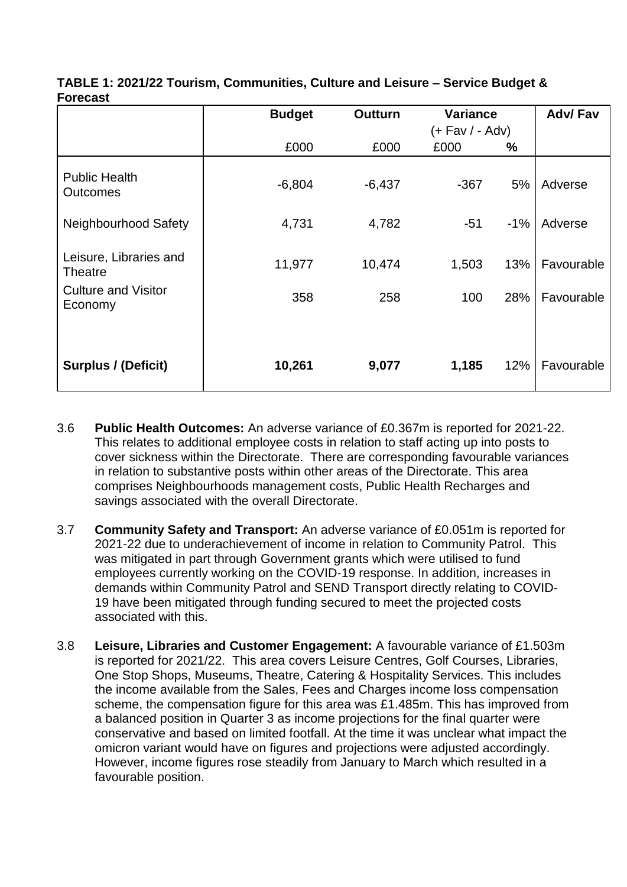**TABLE 1: 2021/22 Tourism, Communities, Culture and Leisure – Service Budget & Forecast**

| | Budget | Outturn | Variance (+ Fav / - Adv) | | Adv/ Fav |
|---|---|---|---|---|---|
| | £000 | £000 | £000 | % | |
| Public Health Outcomes | -6,804 | -6,437 | -367 | 5% | Adverse |
| Neighbourhood Safety | 4,731 | 4,782 | -51 | -1% | Adverse |
| Leisure, Libraries and Theatre | 11,977 | 10,474 | 1,503 | 13% | Favourable |
| Culture and Visitor Economy | 358 | 258 | 100 | 28% | Favourable |
| **Surplus / (Deficit)** | **10,261** | **9,077** | **1,185** | 12% | Favourable |

3.6 **Public Health Outcomes:** An adverse variance of £0.367m is reported for 2021-22. This relates to additional employee costs in relation to staff acting up into posts to cover sickness within the Directorate. There are corresponding favourable variances in relation to substantive posts within other areas of the Directorate. This area comprises Neighbourhoods management costs, Public Health Recharges and savings associated with the overall Directorate.

3.7 **Community Safety and Transport:** An adverse variance of £0.051m is reported for 2021-22 due to underachievement of income in relation to Community Patrol. This was mitigated in part through Government grants which were utilised to fund employees currently working on the COVID-19 response. In addition, increases in demands within Community Patrol and SEND Transport directly relating to COVID-19 have been mitigated through funding secured to meet the projected costs associated with this.

3.8 **Leisure, Libraries and Customer Engagement:** A favourable variance of £1.503m is reported for 2021/22. This area covers Leisure Centres, Golf Courses, Libraries, One Stop Shops, Museums, Theatre, Catering & Hospitality Services. This includes the income available from the Sales, Fees and Charges income loss compensation scheme, the compensation figure for this area was £1.485m. This has improved from a balanced position in Quarter 3 as income projections for the final quarter were conservative and based on limited footfall. At the time it was unclear what impact the omicron variant would have on figures and projections were adjusted accordingly. However, income figures rose steadily from January to March which resulted in a favourable position.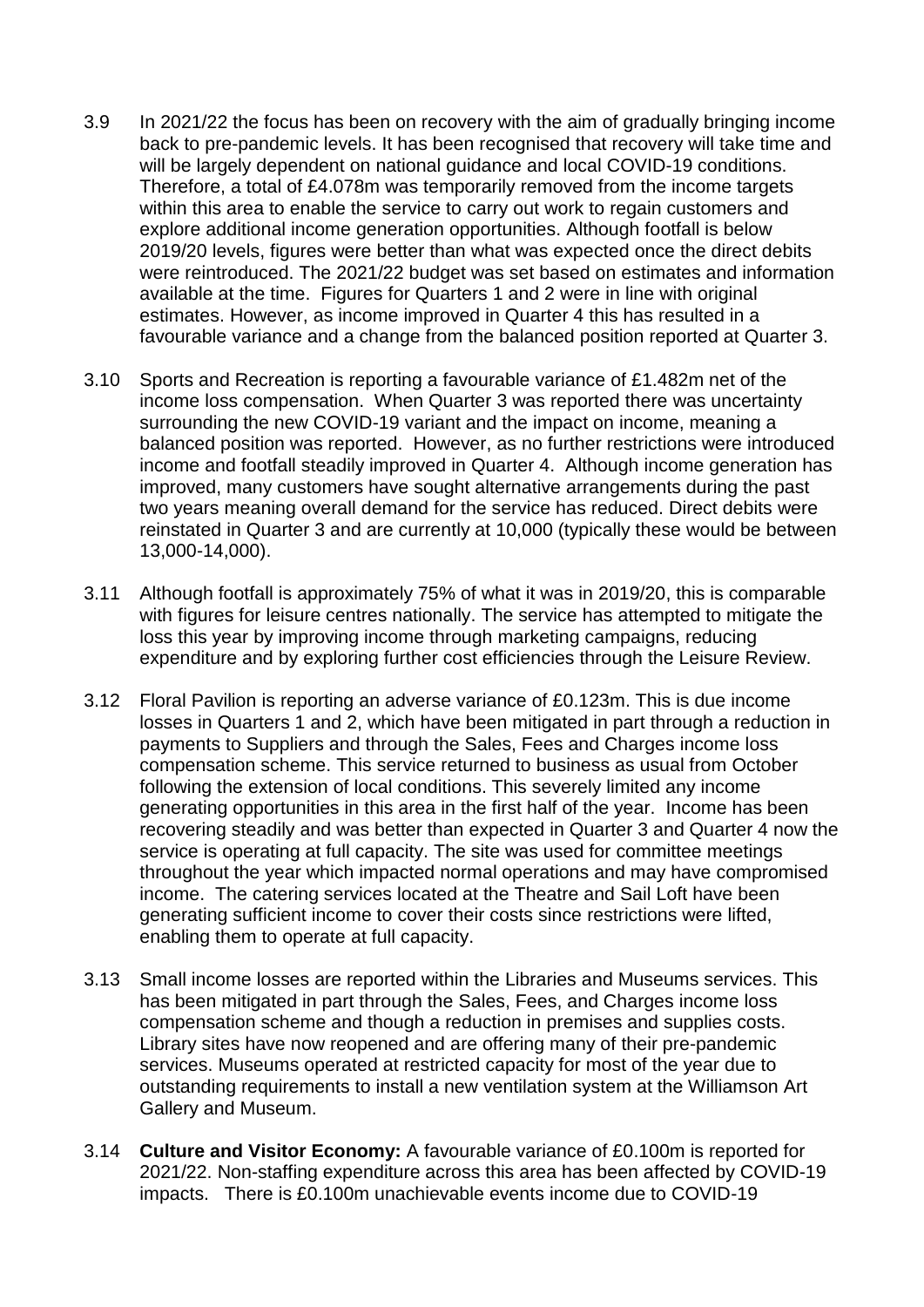3.9 In 2021/22 the focus has been on recovery with the aim of gradually bringing income back to pre-pandemic levels. It has been recognised that recovery will take time and will be largely dependent on national guidance and local COVID-19 conditions. Therefore, a total of £4.078m was temporarily removed from the income targets within this area to enable the service to carry out work to regain customers and explore additional income generation opportunities. Although footfall is below 2019/20 levels, figures were better than what was expected once the direct debits were reintroduced. The 2021/22 budget was set based on estimates and information available at the time. Figures for Quarters 1 and 2 were in line with original estimates. However, as income improved in Quarter 4 this has resulted in a favourable variance and a change from the balanced position reported at Quarter 3.

3.10 Sports and Recreation is reporting a favourable variance of £1.482m net of the income loss compensation. When Quarter 3 was reported there was uncertainty surrounding the new COVID-19 variant and the impact on income, meaning a balanced position was reported. However, as no further restrictions were introduced income and footfall steadily improved in Quarter 4. Although income generation has improved, many customers have sought alternative arrangements during the past two years meaning overall demand for the service has reduced. Direct debits were reinstated in Quarter 3 and are currently at 10,000 (typically these would be between 13,000-14,000).

3.11 Although footfall is approximately 75% of what it was in 2019/20, this is comparable with figures for leisure centres nationally. The service has attempted to mitigate the loss this year by improving income through marketing campaigns, reducing expenditure and by exploring further cost efficiencies through the Leisure Review.

3.12 Floral Pavilion is reporting an adverse variance of £0.123m. This is due income losses in Quarters 1 and 2, which have been mitigated in part through a reduction in payments to Suppliers and through the Sales, Fees and Charges income loss compensation scheme. This service returned to business as usual from October following the extension of local conditions. This severely limited any income generating opportunities in this area in the first half of the year. Income has been recovering steadily and was better than expected in Quarter 3 and Quarter 4 now the service is operating at full capacity. The site was used for committee meetings throughout the year which impacted normal operations and may have compromised income. The catering services located at the Theatre and Sail Loft have been generating sufficient income to cover their costs since restrictions were lifted, enabling them to operate at full capacity.

3.13 Small income losses are reported within the Libraries and Museums services. This has been mitigated in part through the Sales, Fees, and Charges income loss compensation scheme and though a reduction in premises and supplies costs. Library sites have now reopened and are offering many of their pre-pandemic services. Museums operated at restricted capacity for most of the year due to outstanding requirements to install a new ventilation system at the Williamson Art Gallery and Museum.

3.14 **Culture and Visitor Economy:** A favourable variance of £0.100m is reported for 2021/22. Non-staffing expenditure across this area has been affected by COVID-19 impacts. There is £0.100m unachievable events income due to COVID-19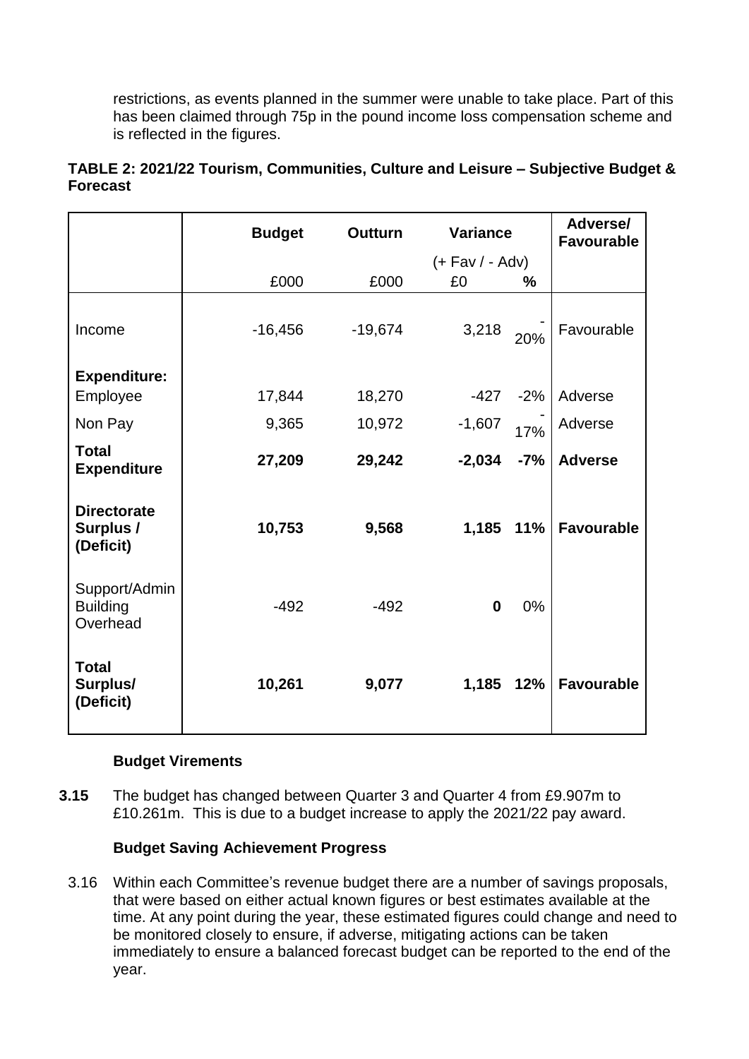restrictions, as events planned in the summer were unable to take place. Part of this has been claimed through 75p in the pound income loss compensation scheme and is reflected in the figures.

**TABLE 2: 2021/22 Tourism, Communities, Culture and Leisure – Subjective Budget & Forecast**

| | **Budget** | **Outturn** | **Variance** | | **Adverse/ Favourable** |
|---|---|---|---|---|---|
| | | | (+ Fav / - Adv) | | |
| | £000 | £000 | £0 | % | |
| Income | -16,456 | -19,674 | 3,218 | -20% | Favourable |
| **Expenditure:** | | | | | |
| Employee | 17,844 | 18,270 | -427 | -2% | Adverse |
| Non Pay | 9,365 | 10,972 | -1,607 | -17% | Adverse |
| **Total Expenditure** | **27,209** | **29,242** | **-2,034** | **-7%** | **Adverse** |
| **Directorate Surplus / (Deficit)** | **10,753** | **9,568** | **1,185** | **11%** | **Favourable** |
| Support/Admin Building Overhead | -492 | -492 | **0** | 0% | |
| **Total Surplus/ (Deficit)** | **10,261** | **9,077** | **1,185** | **12%** | **Favourable** |

**Budget Virements**

**3.15** The budget has changed between Quarter 3 and Quarter 4 from £9.907m to £10.261m. This is due to a budget increase to apply the 2021/22 pay award.

**Budget Saving Achievement Progress**

3.16 Within each Committee's revenue budget there are a number of savings proposals, that were based on either actual known figures or best estimates available at the time. At any point during the year, these estimated figures could change and need to be monitored closely to ensure, if adverse, mitigating actions can be taken immediately to ensure a balanced forecast budget can be reported to the end of the year.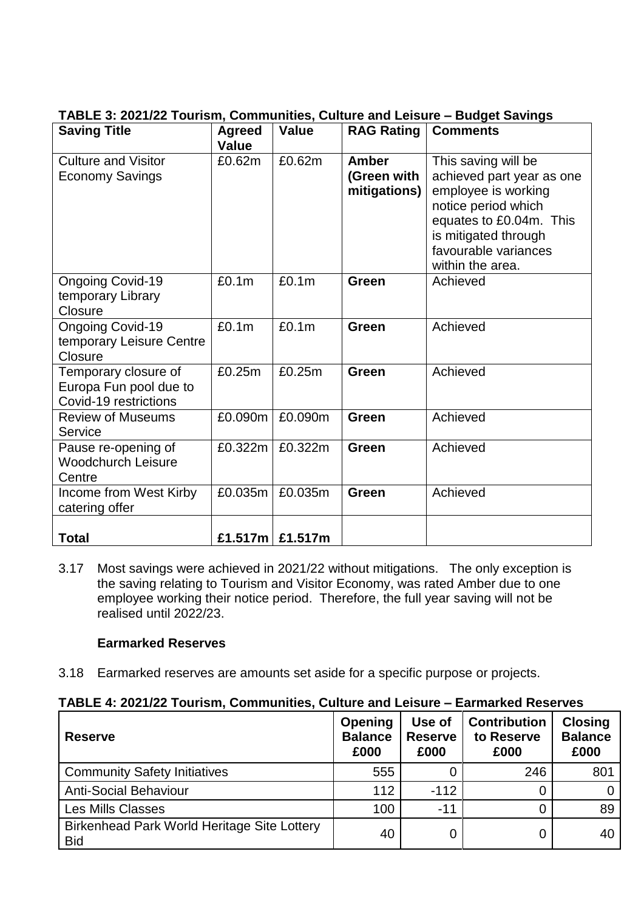**TABLE 3: 2021/22 Tourism, Communities, Culture and Leisure – Budget Savings**

| Saving Title | Agreed Value | Value | RAG Rating | Comments |
|---|---|---|---|---|
| Culture and Visitor Economy Savings | £0.62m | £0.62m | **Amber (Green with mitigations)** | This saving will be achieved part year as one employee is working notice period which equates to £0.04m. This is mitigated through favourable variances within the area. |
| Ongoing Covid-19 temporary Library Closure | £0.1m | £0.1m | **Green** | Achieved |
| Ongoing Covid-19 temporary Leisure Centre Closure | £0.1m | £0.1m | **Green** | Achieved |
| Temporary closure of Europa Fun pool due to Covid-19 restrictions | £0.25m | £0.25m | **Green** | Achieved |
| Review of Museums Service | £0.090m | £0.090m | **Green** | Achieved |
| Pause re-opening of Woodchurch Leisure Centre | £0.322m | £0.322m | **Green** | Achieved |
| Income from West Kirby catering offer | £0.035m | £0.035m | **Green** | Achieved |
| **Total** | **£1.517m** | **£1.517m** | | |

3.17 Most savings were achieved in 2021/22 without mitigations. The only exception is the saving relating to Tourism and Visitor Economy, was rated Amber due to one employee working their notice period. Therefore, the full year saving will not be realised until 2022/23.

**Earmarked Reserves**

3.18 Earmarked reserves are amounts set aside for a specific purpose or projects.

**TABLE 4: 2021/22 Tourism, Communities, Culture and Leisure – Earmarked Reserves**

| Reserve | Opening Balance £000 | Use of Reserve £000 | Contribution to Reserve £000 | Closing Balance £000 |
|---|---|---|---|---|
| Community Safety Initiatives | 555 | 0 | 246 | 801 |
| Anti-Social Behaviour | 112 | -112 | 0 | 0 |
| Les Mills Classes | 100 | -11 | 0 | 89 |
| Birkenhead Park World Heritage Site Lottery Bid | 40 | 0 | 0 | 40 |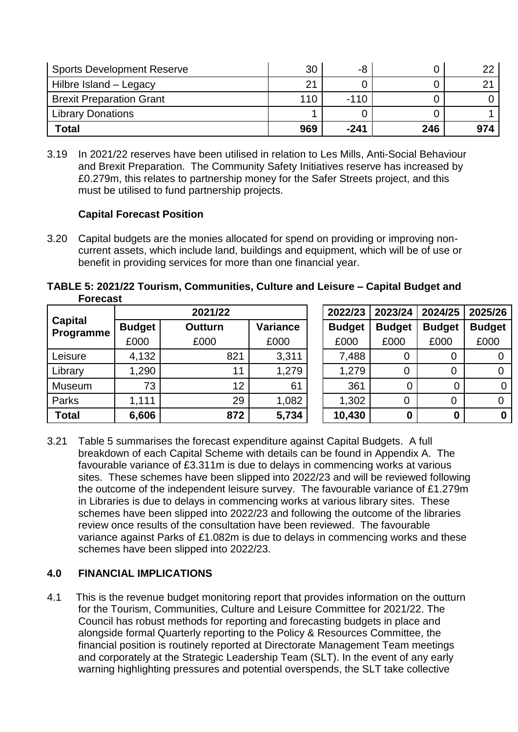| Sports Development Reserve | 30 | -8 | 0 | 22 |
|---|---|---|---|---|
| Hilbre Island – Legacy | 21 | 0 | 0 | 21 |
| Brexit Preparation Grant | 110 | -110 | 0 | 0 |
| Library Donations | 1 | 0 | 0 | 1 |
| **Total** | **969** | **-241** | **246** | **974** |

3.19 In 2021/22 reserves have been utilised in relation to Les Mills, Anti-Social Behaviour and Brexit Preparation. The Community Safety Initiatives reserve has increased by £0.279m, this relates to partnership money for the Safer Streets project, and this must be utilised to fund partnership projects.

**Capital Forecast Position**

3.20 Capital budgets are the monies allocated for spend on providing or improving non-current assets, which include land, buildings and equipment, which will be of use or benefit in providing services for more than one financial year.

**TABLE 5: 2021/22 Tourism, Communities, Culture and Leisure – Capital Budget and Forecast**

| Capital Programme | 2021/22 | | | 2022/23 | 2023/24 | 2024/25 | 2025/26 |
|---|---|---|---|---|---|---|---|
| | Budget | Outturn | Variance | Budget | Budget | Budget | Budget |
| | £000 | £000 | £000 | £000 | £000 | £000 | £000 |
| Leisure | 4,132 | 821 | 3,311 | 7,488 | 0 | 0 | 0 |
| Library | 1,290 | 11 | 1,279 | 1,279 | 0 | 0 | 0 |
| Museum | 73 | 12 | 61 | 361 | 0 | 0 | 0 |
| Parks | 1,111 | 29 | 1,082 | 1,302 | 0 | 0 | 0 |
| **Total** | **6,606** | **872** | **5,734** | **10,430** | **0** | **0** | **0** |

3.21 Table 5 summarises the forecast expenditure against Capital Budgets. A full breakdown of each Capital Scheme with details can be found in Appendix A. The favourable variance of £3.311m is due to delays in commencing works at various sites. These schemes have been slipped into 2022/23 and will be reviewed following the outcome of the independent leisure survey. The favourable variance of £1.279m in Libraries is due to delays in commencing works at various library sites. These schemes have been slipped into 2022/23 and following the outcome of the libraries review once results of the consultation have been reviewed. The favourable variance against Parks of £1.082m is due to delays in commencing works and these schemes have been slipped into 2022/23.

## 4.0 FINANCIAL IMPLICATIONS

4.1 This is the revenue budget monitoring report that provides information on the outturn for the Tourism, Communities, Culture and Leisure Committee for 2021/22. The Council has robust methods for reporting and forecasting budgets in place and alongside formal Quarterly reporting to the Policy & Resources Committee, the financial position is routinely reported at Directorate Management Team meetings and corporately at the Strategic Leadership Team (SLT). In the event of any early warning highlighting pressures and potential overspends, the SLT take collective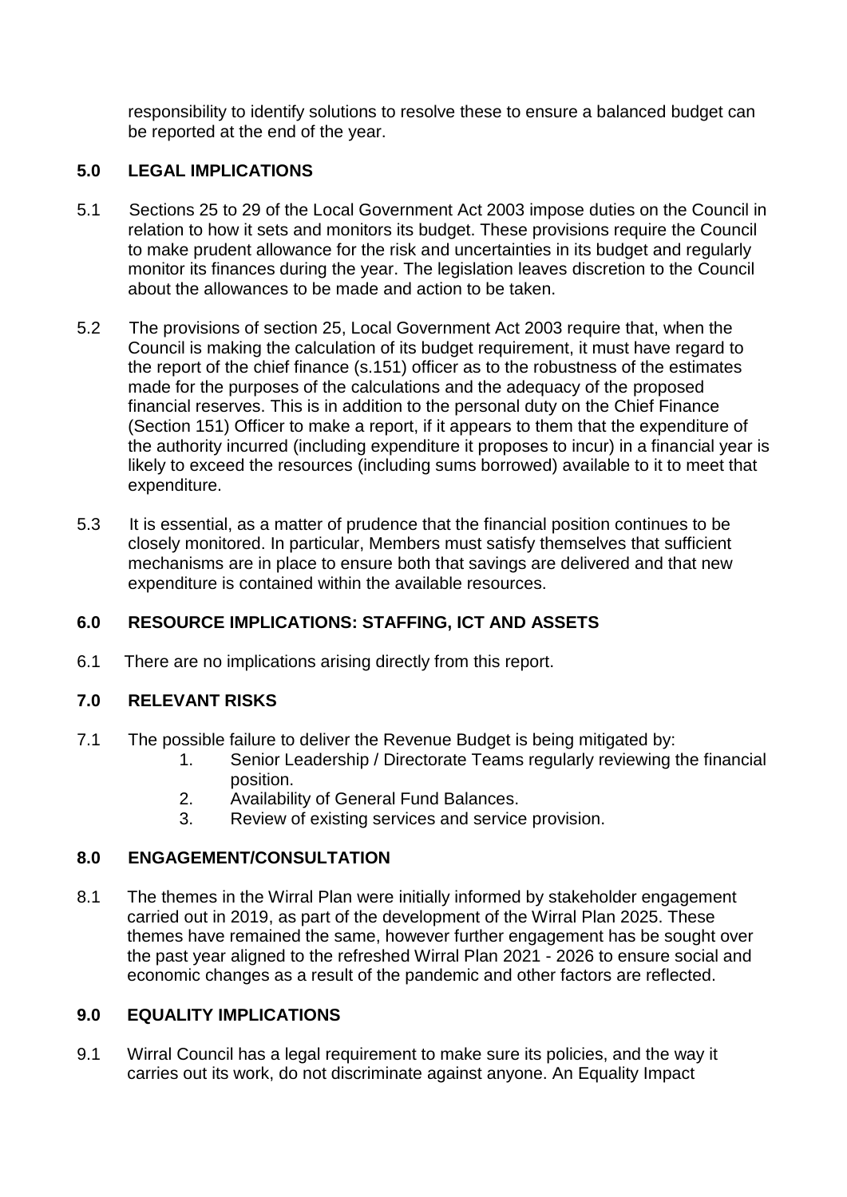responsibility to identify solutions to resolve these to ensure a balanced budget can be reported at the end of the year.

## 5.0 LEGAL IMPLICATIONS

5.1 Sections 25 to 29 of the Local Government Act 2003 impose duties on the Council in relation to how it sets and monitors its budget. These provisions require the Council to make prudent allowance for the risk and uncertainties in its budget and regularly monitor its finances during the year. The legislation leaves discretion to the Council about the allowances to be made and action to be taken.

5.2 The provisions of section 25, Local Government Act 2003 require that, when the Council is making the calculation of its budget requirement, it must have regard to the report of the chief finance (s.151) officer as to the robustness of the estimates made for the purposes of the calculations and the adequacy of the proposed financial reserves. This is in addition to the personal duty on the Chief Finance (Section 151) Officer to make a report, if it appears to them that the expenditure of the authority incurred (including expenditure it proposes to incur) in a financial year is likely to exceed the resources (including sums borrowed) available to it to meet that expenditure.

5.3 It is essential, as a matter of prudence that the financial position continues to be closely monitored. In particular, Members must satisfy themselves that sufficient mechanisms are in place to ensure both that savings are delivered and that new expenditure is contained within the available resources.

## 6.0 RESOURCE IMPLICATIONS: STAFFING, ICT AND ASSETS

6.1 There are no implications arising directly from this report.

## 7.0 RELEVANT RISKS

7.1 The possible failure to deliver the Revenue Budget is being mitigated by:

1. Senior Leadership / Directorate Teams regularly reviewing the financial position.
2. Availability of General Fund Balances.
3. Review of existing services and service provision.

## 8.0 ENGAGEMENT/CONSULTATION

8.1 The themes in the Wirral Plan were initially informed by stakeholder engagement carried out in 2019, as part of the development of the Wirral Plan 2025. These themes have remained the same, however further engagement has be sought over the past year aligned to the refreshed Wirral Plan 2021 - 2026 to ensure social and economic changes as a result of the pandemic and other factors are reflected.

## 9.0 EQUALITY IMPLICATIONS

9.1 Wirral Council has a legal requirement to make sure its policies, and the way it carries out its work, do not discriminate against anyone. An Equality Impact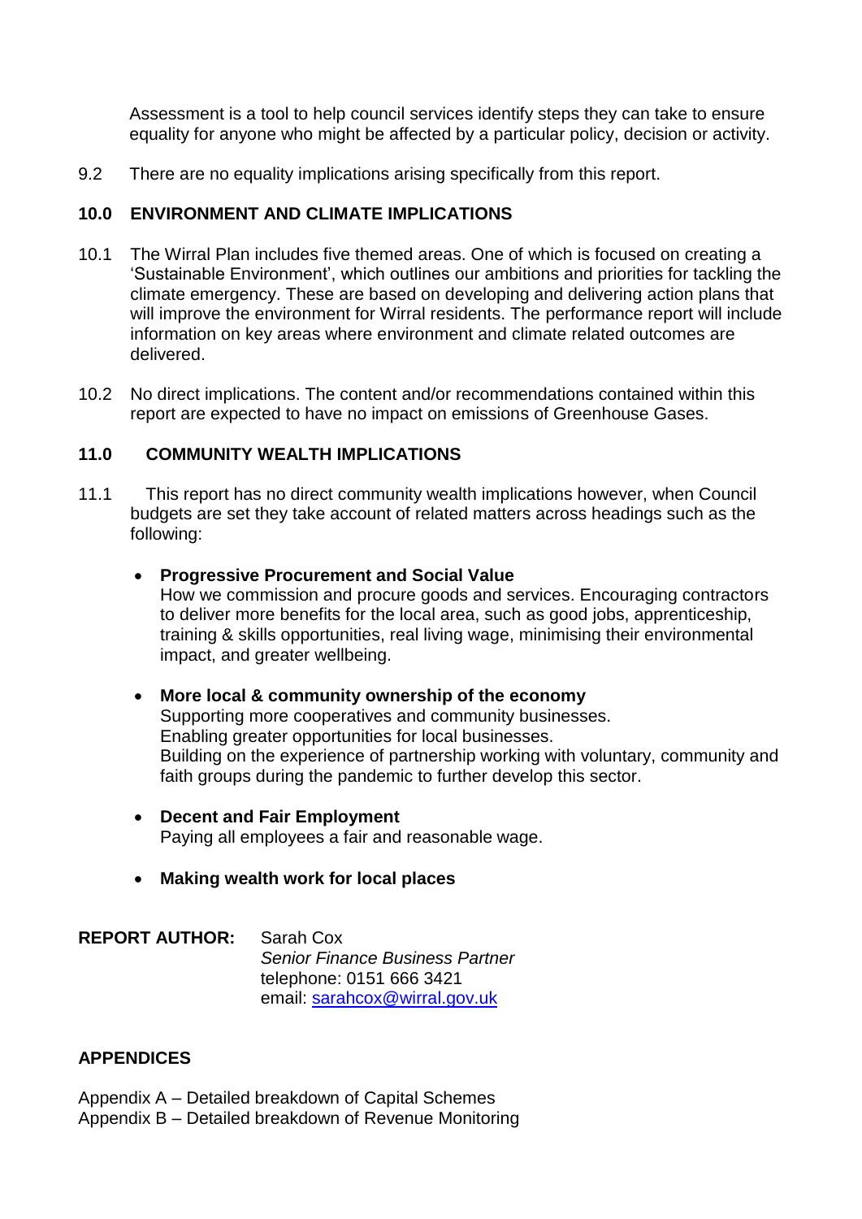Assessment is a tool to help council services identify steps they can take to ensure equality for anyone who might be affected by a particular policy, decision or activity.

9.2 There are no equality implications arising specifically from this report.

## 10.0 ENVIRONMENT AND CLIMATE IMPLICATIONS

10.1 The Wirral Plan includes five themed areas. One of which is focused on creating a 'Sustainable Environment', which outlines our ambitions and priorities for tackling the climate emergency. These are based on developing and delivering action plans that will improve the environment for Wirral residents. The performance report will include information on key areas where environment and climate related outcomes are delivered.

10.2 No direct implications. The content and/or recommendations contained within this report are expected to have no impact on emissions of Greenhouse Gases.

## 11.0 COMMUNITY WEALTH IMPLICATIONS

11.1 This report has no direct community wealth implications however, when Council budgets are set they take account of related matters across headings such as the following:

- **Progressive Procurement and Social Value**
  How we commission and procure goods and services. Encouraging contractors to deliver more benefits for the local area, such as good jobs, apprenticeship, training & skills opportunities, real living wage, minimising their environmental impact, and greater wellbeing.

- **More local & community ownership of the economy**
  Supporting more cooperatives and community businesses.
  Enabling greater opportunities for local businesses.
  Building on the experience of partnership working with voluntary, community and faith groups during the pandemic to further develop this sector.

- **Decent and Fair Employment**
  Paying all employees a fair and reasonable wage.

- **Making wealth work for local places**

**REPORT AUTHOR:** Sarah Cox
*Senior Finance Business Partner*
telephone: 0151 666 3421
email: sarahcox@wirral.gov.uk

## APPENDICES

Appendix A – Detailed breakdown of Capital Schemes
Appendix B – Detailed breakdown of Revenue Monitoring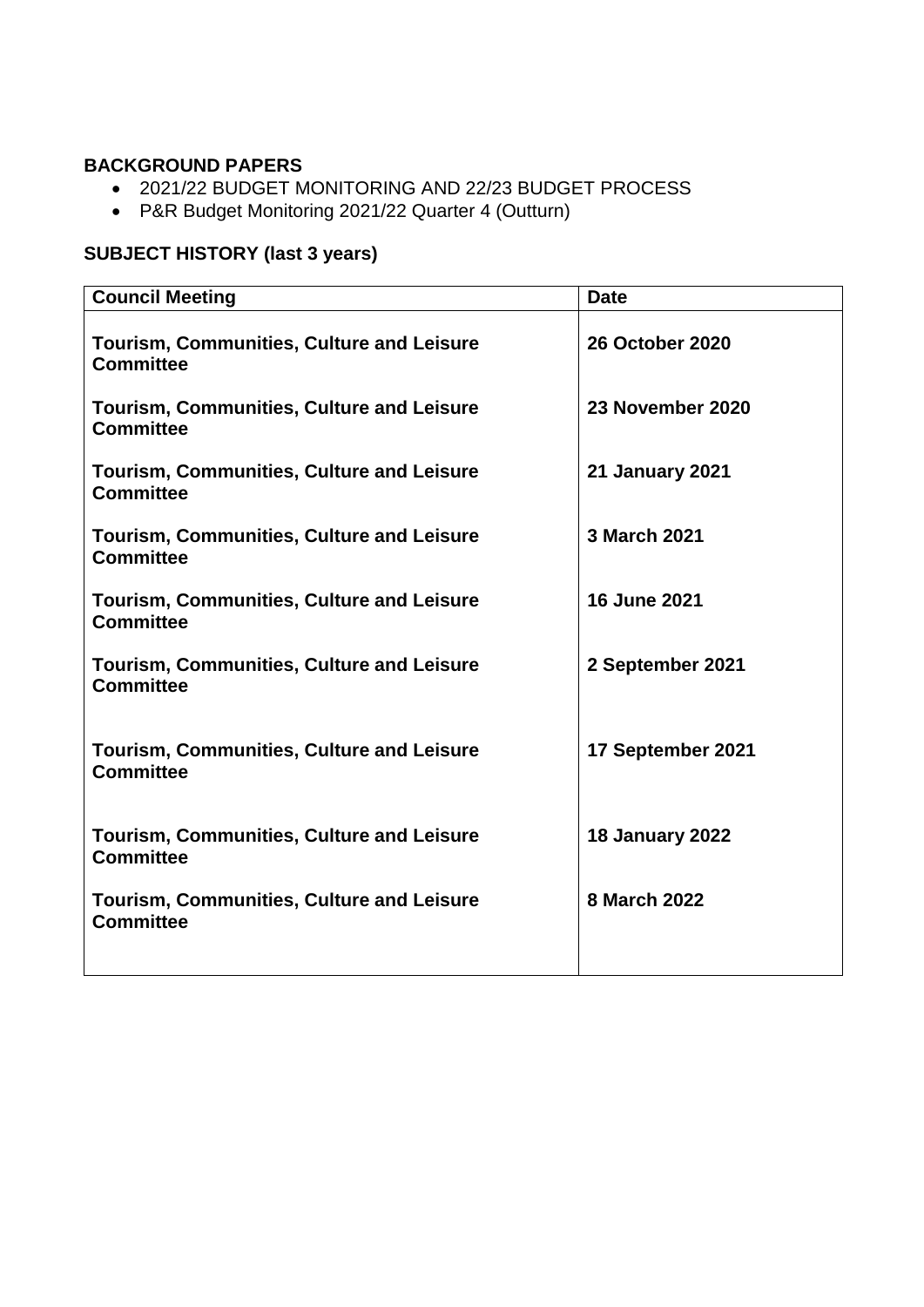**BACKGROUND PAPERS**

- 2021/22 BUDGET MONITORING AND 22/23 BUDGET PROCESS
- P&R Budget Monitoring 2021/22 Quarter 4 (Outturn)

**SUBJECT HISTORY (last 3 years)**

| Council Meeting | Date |
|---|---|
| **Tourism, Communities, Culture and Leisure Committee** | **26 October 2020** |
| **Tourism, Communities, Culture and Leisure Committee** | **23 November 2020** |
| **Tourism, Communities, Culture and Leisure Committee** | **21 January 2021** |
| **Tourism, Communities, Culture and Leisure Committee** | **3 March 2021** |
| **Tourism, Communities, Culture and Leisure Committee** | **16 June 2021** |
| **Tourism, Communities, Culture and Leisure Committee** | **2 September 2021** |
| **Tourism, Communities, Culture and Leisure Committee** | **17 September 2021** |
| **Tourism, Communities, Culture and Leisure Committee** | **18 January 2022** |
| **Tourism, Communities, Culture and Leisure Committee** | **8 March 2022** |